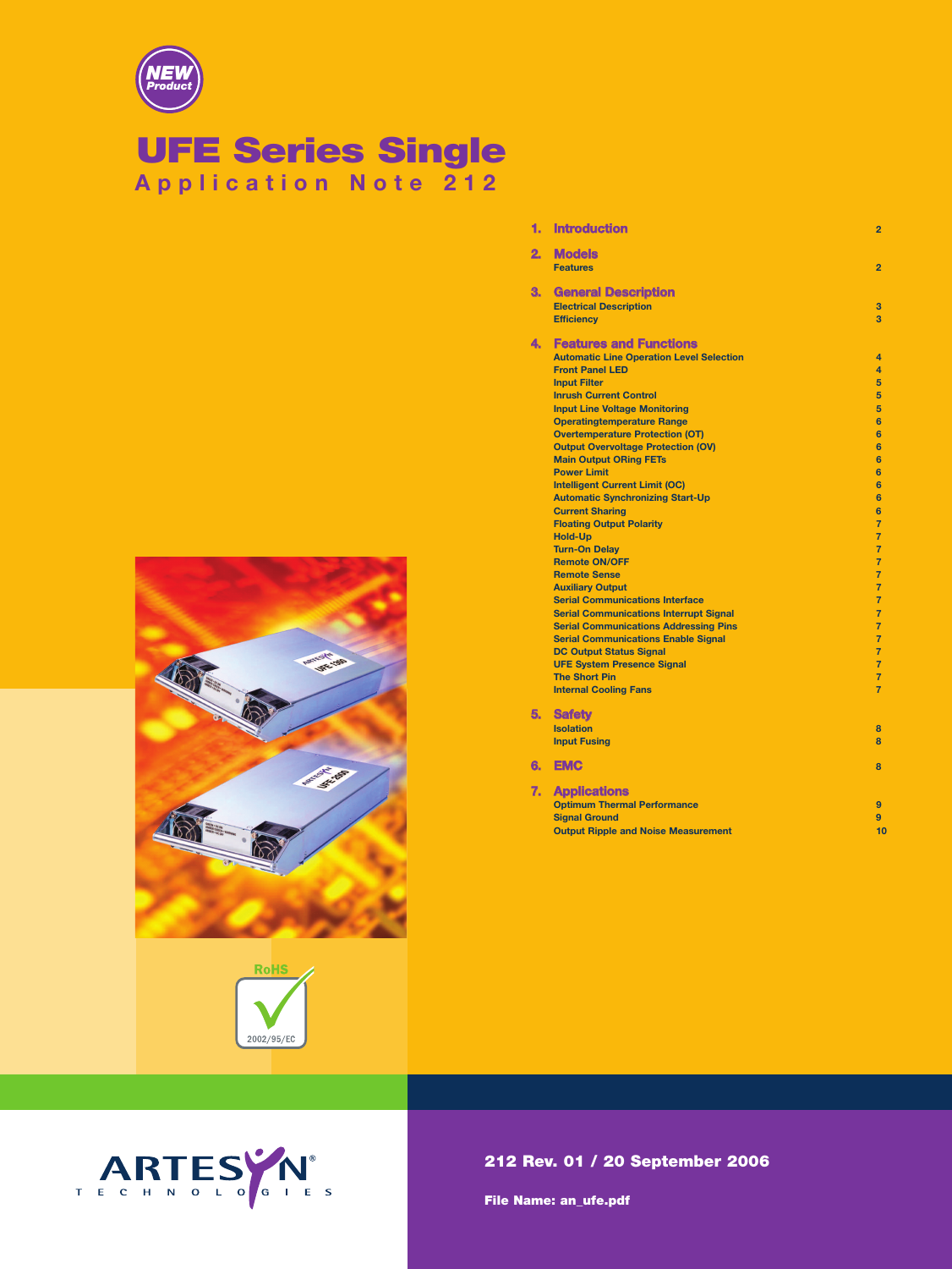NEW Product

# UFE Series Single

## Application Note 212

| | | |
|---|---|---|
| **1.** | **Introduction** | 2 |
| **2.** | **Models** | |
| | Features | 2 |
| **3.** | **General Description** | |
| | Electrical Description | 3 |
| | Efficiency | 3 |
| **4.** | **Features and Functions** | |
| | Automatic Line Operation Level Selection | 4 |
| | Front Panel LED | 4 |
| | Input Filter | 5 |
| | Inrush Current Control | 5 |
| | Input Line Voltage Monitoring | 5 |
| | Operatingtemperature Range | 6 |
| | Overtemperature Protection (OT) | 6 |
| | Output Overvoltage Protection (OV) | 6 |
| | Main Output ORing FETs | 6 |
| | Power Limit | 6 |
| | Intelligent Current Limit (OC) | 6 |
| | Automatic Synchronizing Start-Up | 6 |
| | Current Sharing | 6 |
| | Floating Output Polarity | 7 |
| | Hold-Up | 7 |
| | Turn-On Delay | 7 |
| | Remote ON/OFF | 7 |
| | Remote Sense | 7 |
| | Auxiliary Output | 7 |
| | Serial Communications Interface | 7 |
| | Serial Communications Interrupt Signal | 7 |
| | Serial Communications Addressing Pins | 7 |
| | Serial Communications Enable Signal | 7 |
| | DC Output Status Signal | 7 |
| | UFE System Presence Signal | 7 |
| | The Short Pin | 7 |
| | Internal Cooling Fans | 7 |
| **5.** | **Safety** | |
| | Isolation | 8 |
| | Input Fusing | 8 |
| **6.** | **EMC** | 8 |
| **7.** | **Applications** | |
| | Optimum Thermal Performance | 9 |
| | Signal Ground | 9 |
| | Output Ripple and Noise Measurement | 10 |

RoHS 2002/95/EC

ARTESYN TECHNOLOGIES

**212 Rev. 01 / 20 September 2006**

**File Name: an_ufe.pdf**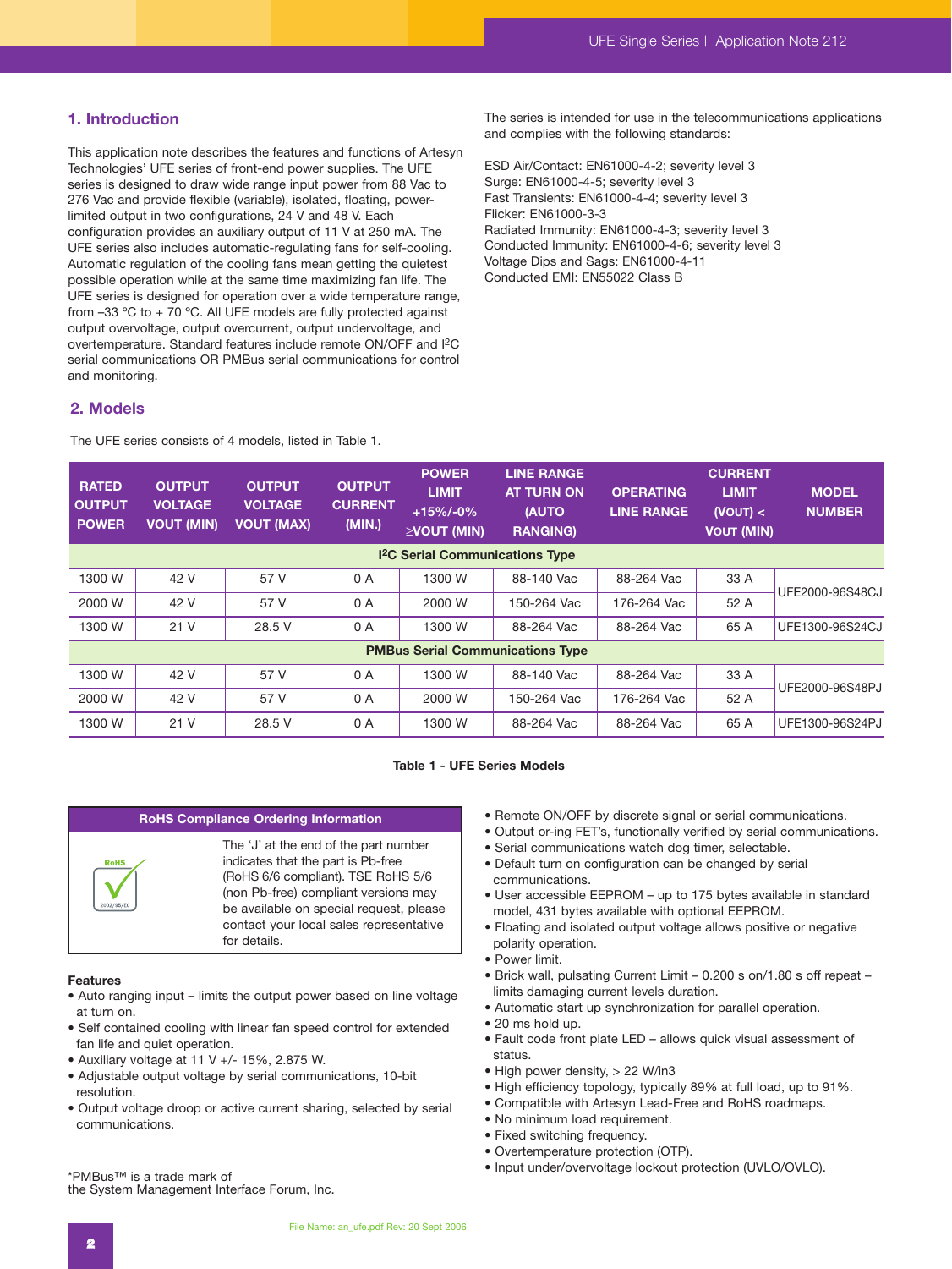## 1. Introduction

This application note describes the features and functions of Artesyn Technologies' UFE series of front-end power supplies. The UFE series is designed to draw wide range input power from 88 Vac to 276 Vac and provide flexible (variable), isolated, floating, power-limited output in two configurations, 24 V and 48 V. Each configuration provides an auxiliary output of 11 V at 250 mA. The UFE series also includes automatic-regulating fans for self-cooling. Automatic regulation of the cooling fans mean getting the quietest possible operation while at the same time maximizing fan life. The UFE series is designed for operation over a wide temperature range, from –33 ºC to + 70 ºC. All UFE models are fully protected against output overvoltage, output overcurrent, output undervoltage, and overtemperature. Standard features include remote ON/OFF and I²C serial communications OR PMBus serial communications for control and monitoring.

The series is intended for use in the telecommunications applications and complies with the following standards:

ESD Air/Contact: EN61000-4-2; severity level 3
Surge: EN61000-4-5; severity level 3
Fast Transients: EN61000-4-4; severity level 3
Flicker: EN61000-3-3
Radiated Immunity: EN61000-4-3; severity level 3
Conducted Immunity: EN61000-4-6; severity level 3
Voltage Dips and Sags: EN61000-4-11
Conducted EMI: EN55022 Class B

## 2. Models

The UFE series consists of 4 models, listed in Table 1.

| RATED OUTPUT POWER | OUTPUT VOLTAGE VOUT (MIN) | OUTPUT VOLTAGE VOUT (MAX) | OUTPUT CURRENT (MIN.) | POWER LIMIT +15%/-0% ≥VOUT (MIN) | LINE RANGE AT TURN ON (AUTO RANGING) | OPERATING LINE RANGE | CURRENT LIMIT (VOUT) < VOUT (MIN) | MODEL NUMBER |
|---|---|---|---|---|---|---|---|---|
| **I²C Serial Communications Type** | | | | | | | | |
| 1300 W | 42 V | 57 V | 0 A | 1300 W | 88-140 Vac | 88-264 Vac | 33 A | UFE2000-96S48CJ |
| 2000 W | 42 V | 57 V | 0 A | 2000 W | 150-264 Vac | 176-264 Vac | 52 A | |
| 1300 W | 21 V | 28.5 V | 0 A | 1300 W | 88-264 Vac | 88-264 Vac | 65 A | UFE1300-96S24CJ |
| **PMBus Serial Communications Type** | | | | | | | | |
| 1300 W | 42 V | 57 V | 0 A | 1300 W | 88-140 Vac | 88-264 Vac | 33 A | UFE2000-96S48PJ |
| 2000 W | 42 V | 57 V | 0 A | 2000 W | 150-264 Vac | 176-264 Vac | 52 A | |
| 1300 W | 21 V | 28.5 V | 0 A | 1300 W | 88-264 Vac | 88-264 Vac | 65 A | UFE1300-96S24PJ |

**Table 1 - UFE Series Models**

**RoHS Compliance Ordering Information**

The 'J' at the end of the part number indicates that the part is Pb-free (RoHS 6/6 compliant). TSE RoHS 5/6 (non Pb-free) compliant versions may be available on special request, please contact your local sales representative for details.

**Features**

- Auto ranging input – limits the output power based on line voltage at turn on.
- Self contained cooling with linear fan speed control for extended fan life and quiet operation.
- Auxiliary voltage at 11 V +/- 15%, 2.875 W.
- Adjustable output voltage by serial communications, 10-bit resolution.
- Output voltage droop or active current sharing, selected by serial communications.
- Remote ON/OFF by discrete signal or serial communications.
- Output or-ing FET's, functionally verified by serial communications.
- Serial communications watch dog timer, selectable.
- Default turn on configuration can be changed by serial communications.
- User accessible EEPROM – up to 175 bytes available in standard model, 431 bytes available with optional EEPROM.
- Floating and isolated output voltage allows positive or negative polarity operation.
- Power limit.
- Brick wall, pulsating Current Limit – 0.200 s on/1.80 s off repeat – limits damaging current levels duration.
- Automatic start up synchronization for parallel operation.
- 20 ms hold up.
- Fault code front plate LED – allows quick visual assessment of status.
- High power density, > 22 W/in3
- High efficiency topology, typically 89% at full load, up to 91%.
- Compatible with Artesyn Lead-Free and RoHS roadmaps.
- No minimum load requirement.
- Fixed switching frequency.
- Overtemperature protection (OTP).
- Input under/overvoltage lockout protection (UVLO/OVLO).

*PMBus™ is a trade mark of the System Management Interface Forum, Inc.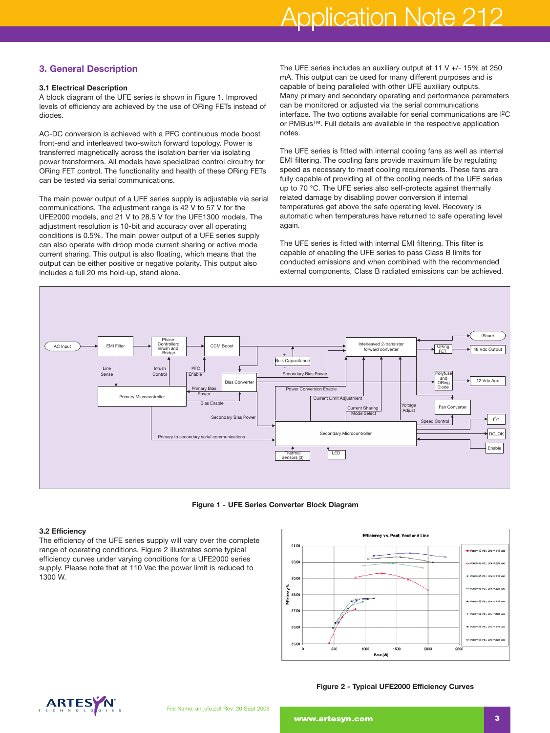## 3. General Description

### 3.1 Electrical Description

A block diagram of the UFE series is shown in Figure 1. Improved levels of efficiency are achieved by the use of ORing FETs instead of diodes.

AC-DC conversion is achieved with a PFC continuous mode boost front-end and interleaved two-switch forward topology. Power is transferred magnetically across the isolation barrier via isolating power transformers. All models have specialized control circuitry for ORing FET control. The functionality and health of these ORing FETs can be tested via serial communications.

The main power output of a UFE series supply is adjustable via serial communications. The adjustment range is 42 V to 57 V for the UFE2000 models, and 21 V to 28.5 V for the UFE1300 models. The adjustment resolution is 10-bit and accuracy over all operating conditions is 0.5%. The main power output of a UFE series supply can also operate with droop mode current sharing or active mode current sharing. This output is also floating, which means that the output can be either positive or negative polarity. This output also includes a full 20 ms hold-up, stand alone.

The UFE series includes an auxiliary output at 11 V +/- 15% at 250 mA. This output can be used for many different purposes and is capable of being paralleled with other UFE auxiliary outputs. Many primary and secondary operating and performance parameters can be monitored or adjusted via the serial communications interface. The two options available for serial communications are I²C or PMBus™. Full details are available in the respective application notes.

The UFE series is fitted with internal cooling fans as well as internal EMI filtering. The cooling fans provide maximum life by regulating speed as necessary to meet cooling requirements. These fans are fully capable of providing all of the cooling needs of the UFE series up to 70 °C. The UFE series also self-protects against thermally related damage by disabling power conversion if internal temperatures get above the safe operating level. Recovery is automatic when temperatures have returned to safe operating level again.

The UFE series is fitted with internal EMI filtering. This filter is capable of enabling the UFE series to pass Class B limits for conducted emissions and when combined with the recommended external components, Class B radiated emissions can be achieved.

**Figure 1 - UFE Series Converter Block Diagram**

### 3.2 Efficiency

The efficiency of the UFE series supply will vary over the complete range of operating conditions. Figure 2 illustrates some typical efficiency curves under varying conditions for a UFE2000 series supply. Please note that at 110 Vac the power limit is reduced to 1300 W.

**Figure 2 - Typical UFE2000 Efficiency Curves**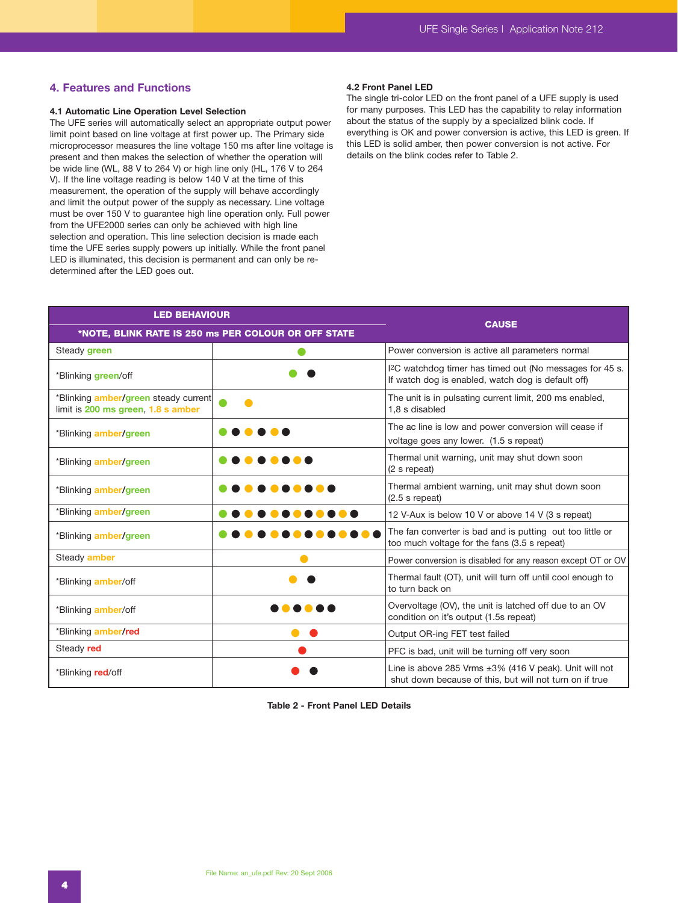## 4. Features and Functions

### 4.1 Automatic Line Operation Level Selection

The UFE series will automatically select an appropriate output power limit point based on line voltage at first power up. The Primary side microprocessor measures the line voltage 150 ms after line voltage is present and then makes the selection of whether the operation will be wide line (WL, 88 V to 264 V) or high line only (HL, 176 V to 264 V). If the line voltage reading is below 140 V at the time of this measurement, the operation of the supply will behave accordingly and limit the output power of the supply as necessary. Line voltage must be over 150 V to guarantee high line operation only. Full power from the UFE2000 series can only be achieved with high line selection and operation. This line selection decision is made each time the UFE series supply powers up initially. While the front panel LED is illuminated, this decision is permanent and can only be re-determined after the LED goes out.

### 4.2 Front Panel LED

The single tri-color LED on the front panel of a UFE supply is used for many purposes. This LED has the capability to relay information about the status of the supply by a specialized blink code. If everything is OK and power conversion is active, this LED is green. If this LED is solid amber, then power conversion is not active. For details on the blink codes refer to Table 2.

| LED BEHAVIOUR<br>*NOTE, BLINK RATE IS 250 ms PER COLOUR OR OFF STATE | | CAUSE |
|---|---|---|
| Steady green | 🟢 | Power conversion is active all parameters normal |
| *Blinking green/off | 🟢 ⚫ | I2C watchdog timer has timed out (No messages for 45 s. If watch dog is enabled, watch dog is default off) |
| *Blinking amber/green steady current limit is 200 ms green, 1.8 s amber | 🟢 🟡 | The unit is in pulsating current limit, 200 ms enabled, 1,8 s disabled |
| *Blinking amber/green | 🟢⚫🟡⚫🟡⚫ | The ac line is low and power conversion will cease if voltage goes any lower. (1.5 s repeat) |
| *Blinking amber/green | 🟢⚫🟡⚫🟡🟡⚫⚫ | Thermal unit warning, unit may shut down soon (2 s repeat) |
| *Blinking amber/green | 🟢⚫🟡⚫🟡🟡⚫⚫🟡⚫ | Thermal ambient warning, unit may shut down soon (2.5 s repeat) |
| *Blinking amber/green | 🟢⚫🟡⚫🟡🟡⚫⚫🟡⚫🟡⚫ | 12 V-Aux is below 10 V or above 14 V (3 s repeat) |
| *Blinking amber/green | 🟢⚫🟡⚫🟡🟡⚫⚫🟡⚫🟡🟡⚫⚫ | The fan converter is bad and is putting out too little or too much voltage for the fans (3.5 s repeat) |
| Steady amber | 🟡 | Power conversion is disabled for any reason except OT or OV |
| *Blinking amber/off | 🟡 ⚫ | Thermal fault (OT), unit will turn off until cool enough to to turn back on |
| *Blinking amber/off | ⚫🟡⚫🟡⚫⚫ | Overvoltage (OV), the unit is latched off due to an OV condition on it's output (1.5s repeat) |
| *Blinking amber/red | 🟡 🔴 | Output OR-ing FET test failed |
| Steady red | 🔴 | PFC is bad, unit will be turning off very soon |
| *Blinking red/off | 🔴 ⚫ | Line is above 285 Vrms ±3% (416 V peak). Unit will not shut down because of this, but will not turn on if true |

**Table 2 - Front Panel LED Details**

File Name: an_ufe.pdf Rev: 20 Sept 2006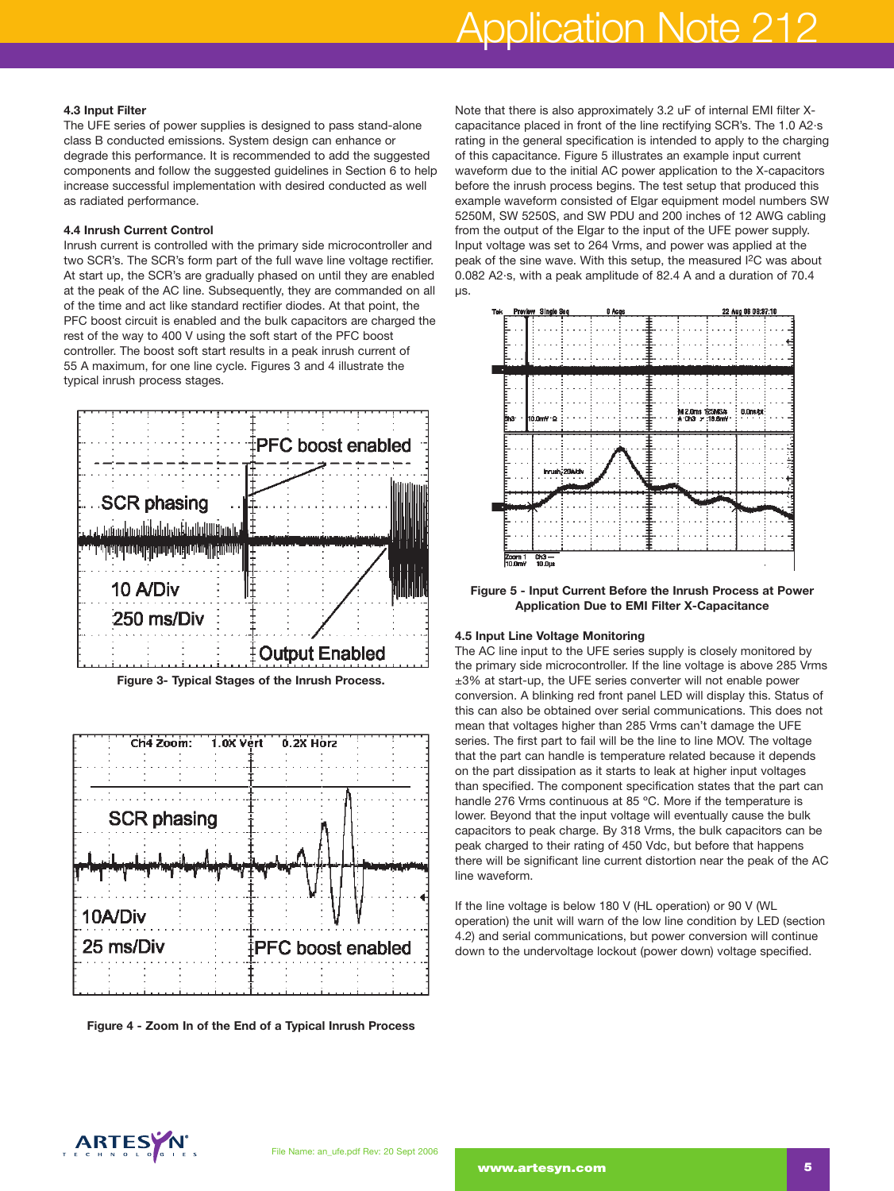### 4.3 Input Filter

The UFE series of power supplies is designed to pass stand-alone class B conducted emissions. System design can enhance or degrade this performance. It is recommended to add the suggested components and follow the suggested guidelines in Section 6 to help increase successful implementation with desired conducted as well as radiated performance.

### 4.4 Inrush Current Control

Inrush current is controlled with the primary side microcontroller and two SCR's. The SCR's form part of the full wave line voltage rectifier. At start up, the SCR's are gradually phased on until they are enabled at the peak of the AC line. Subsequently, they are commanded on all of the time and act like standard rectifier diodes. At that point, the PFC boost circuit is enabled and the bulk capacitors are charged the rest of the way to 400 V using the soft start of the PFC boost controller. The boost soft start results in a peak inrush current of 55 A maximum, for one line cycle. Figures 3 and 4 illustrate the typical inrush process stages.

Figure 3- Typical Stages of the Inrush Process.

Figure 4 - Zoom In of the End of a Typical Inrush Process

Note that there is also approximately 3.2 uF of internal EMI filter X-capacitance placed in front of the line rectifying SCR's. The 1.0 A2·s rating in the general specification is intended to apply to the charging of this capacitance. Figure 5 illustrates an example input current waveform due to the initial AC power application to the X-capacitors before the inrush process begins. The test setup that produced this example waveform consisted of Elgar equipment model numbers SW 5250M, SW 5250S, and SW PDU and 200 inches of 12 AWG cabling from the output of the Elgar to the input of the UFE power supply. Input voltage was set to 264 Vrms, and power was applied at the peak of the sine wave. With this setup, the measured $I^2C$ was about 0.082 A2·s, with a peak amplitude of 82.4 A and a duration of 70.4 µs.

Figure 5 - Input Current Before the Inrush Process at Power Application Due to EMI Filter X-Capacitance

### 4.5 Input Line Voltage Monitoring

The AC line input to the UFE series supply is closely monitored by the primary side microcontroller. If the line voltage is above 285 Vrms ±3% at start-up, the UFE series converter will not enable power conversion. A blinking red front panel LED will display this. Status of this can also be obtained over serial communications. This does not mean that voltages higher than 285 Vrms can't damage the UFE series. The first part to fail will be the line to line MOV. The voltage that the part can handle is temperature related because it depends on the part dissipation as it starts to leak at higher input voltages than specified. The component specification states that the part can handle 276 Vrms continuous at 85 °C. More if the temperature is lower. Beyond that the input voltage will eventually cause the bulk capacitors to peak charge. By 318 Vrms, the bulk capacitors can be peak charged to their rating of 450 Vdc, but before that happens there will be significant line current distortion near the peak of the AC line waveform.

If the line voltage is below 180 V (HL operation) or 90 V (WL operation) the unit will warn of the low line condition by LED (section 4.2) and serial communications, but power conversion will continue down to the undervoltage lockout (power down) voltage specified.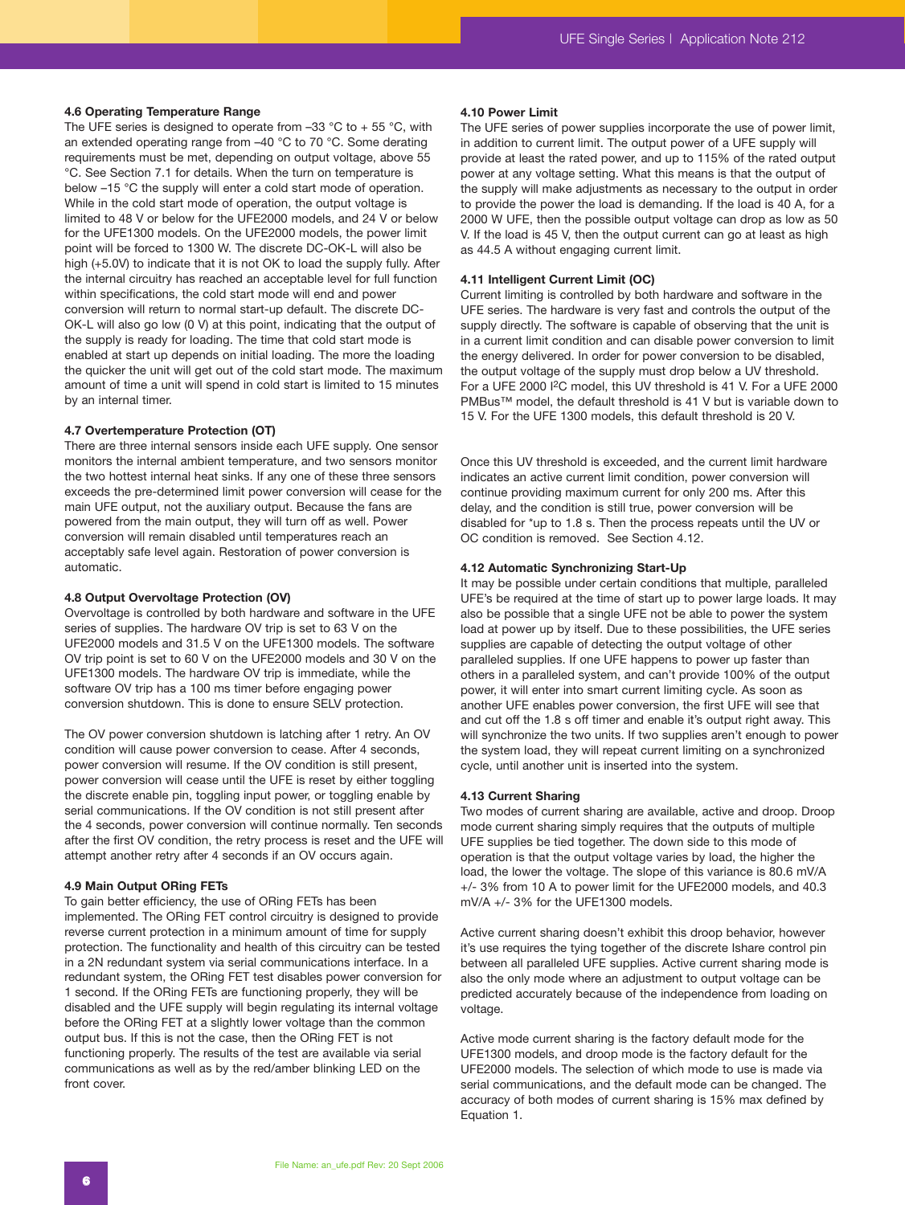### 4.6 Operating Temperature Range

The UFE series is designed to operate from –33 °C to + 55 °C, with an extended operating range from –40 °C to 70 °C. Some derating requirements must be met, depending on output voltage, above 55 °C. See Section 7.1 for details. When the turn on temperature is below –15 °C the supply will enter a cold start mode of operation. While in the cold start mode of operation, the output voltage is limited to 48 V or below for the UFE2000 models, and 24 V or below for the UFE1300 models. On the UFE2000 models, the power limit point will be forced to 1300 W. The discrete DC-OK-L will also be high (+5.0V) to indicate that it is not OK to load the supply fully. After the internal circuitry has reached an acceptable level for full function within specifications, the cold start mode will end and power conversion will return to normal start-up default. The discrete DC-OK-L will also go low (0 V) at this point, indicating that the output of the supply is ready for loading. The time that cold start mode is enabled at start up depends on initial loading. The more the loading the quicker the unit will get out of the cold start mode. The maximum amount of time a unit will spend in cold start is limited to 15 minutes by an internal timer.

### 4.7 Overtemperature Protection (OT)

There are three internal sensors inside each UFE supply. One sensor monitors the internal ambient temperature, and two sensors monitor the two hottest internal heat sinks. If any one of these three sensors exceeds the pre-determined limit power conversion will cease for the main UFE output, not the auxiliary output. Because the fans are powered from the main output, they will turn off as well. Power conversion will remain disabled until temperatures reach an acceptably safe level again. Restoration of power conversion is automatic.

### 4.8 Output Overvoltage Protection (OV)

Overvoltage is controlled by both hardware and software in the UFE series of supplies. The hardware OV trip is set to 63 V on the UFE2000 models and 31.5 V on the UFE1300 models. The software OV trip point is set to 60 V on the UFE2000 models and 30 V on the UFE1300 models. The hardware OV trip is immediate, while the software OV trip has a 100 ms timer before engaging power conversion shutdown. This is done to ensure SELV protection.

The OV power conversion shutdown is latching after 1 retry. An OV condition will cause power conversion to cease. After 4 seconds, power conversion will resume. If the OV condition is still present, power conversion will cease until the UFE is reset by either toggling the discrete enable pin, toggling input power, or toggling enable by serial communications. If the OV condition is not still present after the 4 seconds, power conversion will continue normally. Ten seconds after the first OV condition, the retry process is reset and the UFE will attempt another retry after 4 seconds if an OV occurs again.

### 4.9 Main Output ORing FETs

To gain better efficiency, the use of ORing FETs has been implemented. The ORing FET control circuitry is designed to provide reverse current protection in a minimum amount of time for supply protection. The functionality and health of this circuitry can be tested in a 2N redundant system via serial communications interface. In a redundant system, the ORing FET test disables power conversion for 1 second. If the ORing FETs are functioning properly, they will be disabled and the UFE supply will begin regulating its internal voltage before the ORing FET at a slightly lower voltage than the common output bus. If this is not the case, then the ORing FET is not functioning properly. The results of the test are available via serial communications as well as by the red/amber blinking LED on the front cover.

### 4.10 Power Limit

The UFE series of power supplies incorporate the use of power limit, in addition to current limit. The output power of a UFE supply will provide at least the rated power, and up to 115% of the rated output power at any voltage setting. What this means is that the output of the supply will make adjustments as necessary to the output in order to provide the power the load is demanding. If the load is 40 A, for a 2000 W UFE, then the possible output voltage can drop as low as 50 V. If the load is 45 V, then the output current can go at least as high as 44.5 A without engaging current limit.

### 4.11 Intelligent Current Limit (OC)

Current limiting is controlled by both hardware and software in the UFE series. The hardware is very fast and controls the output of the supply directly. The software is capable of observing that the unit is in a current limit condition and can disable power conversion to limit the energy delivered. In order for power conversion to be disabled, the output voltage of the supply must drop below a UV threshold. For a UFE 2000 I²C model, this UV threshold is 41 V. For a UFE 2000 PMBus™ model, the default threshold is 41 V but is variable down to 15 V. For the UFE 1300 models, this default threshold is 20 V.

Once this UV threshold is exceeded, and the current limit hardware indicates an active current limit condition, power conversion will continue providing maximum current for only 200 ms. After this delay, and the condition is still true, power conversion will be disabled for *up to 1.8 s. Then the process repeats until the UV or OC condition is removed. See Section 4.12.

### 4.12 Automatic Synchronizing Start-Up

It may be possible under certain conditions that multiple, paralleled UFE's be required at the time of start up to power large loads. It may also be possible that a single UFE not be able to power the system load at power up by itself. Due to these possibilities, the UFE series supplies are capable of detecting the output voltage of other paralleled supplies. If one UFE happens to power up faster than others in a paralleled system, and can't provide 100% of the output power, it will enter into smart current limiting cycle. As soon as another UFE enables power conversion, the first UFE will see that and cut off the 1.8 s off timer and enable it's output right away. This will synchronize the two units. If two supplies aren't enough to power the system load, they will repeat current limiting on a synchronized cycle, until another unit is inserted into the system.

### 4.13 Current Sharing

Two modes of current sharing are available, active and droop. Droop mode current sharing simply requires that the outputs of multiple UFE supplies be tied together. The down side to this mode of operation is that the output voltage varies by load, the higher the load, the lower the voltage. The slope of this variance is 80.6 mV/A +/- 3% from 10 A to power limit for the UFE2000 models, and 40.3 mV/A +/- 3% for the UFE1300 models.

Active current sharing doesn't exhibit this droop behavior, however it's use requires the tying together of the discrete Ishare control pin between all paralleled UFE supplies. Active current sharing mode is also the only mode where an adjustment to output voltage can be predicted accurately because of the independence from loading on voltage.

Active mode current sharing is the factory default mode for the UFE1300 models, and droop mode is the factory default for the UFE2000 models. The selection of which mode to use is made via serial communications, and the default mode can be changed. The accuracy of both modes of current sharing is 15% max defined by Equation 1.

File Name: an_ufe.pdf Rev: 20 Sept 2006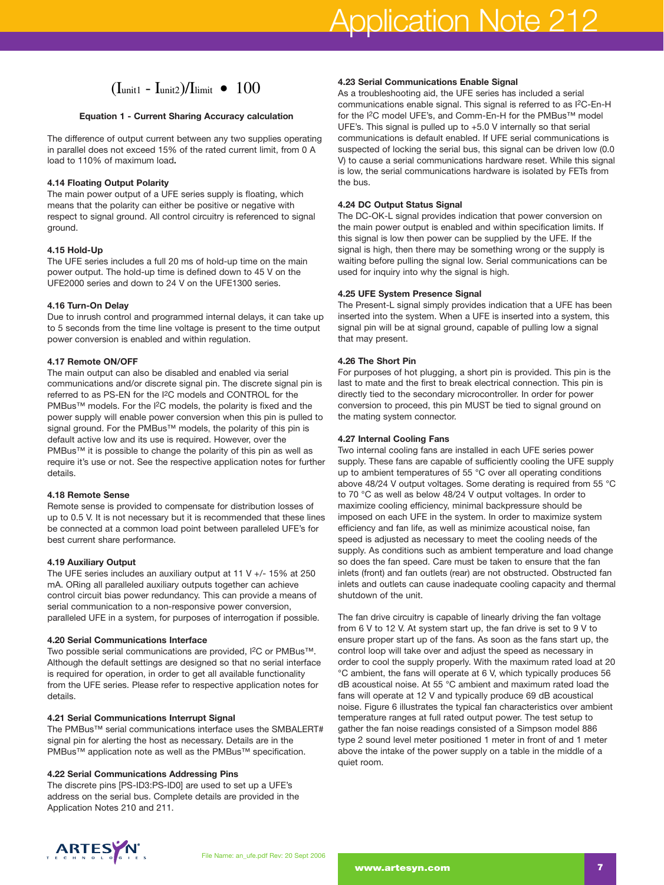$$(I_{unit1} - I_{unit2})/I_{limit} \bullet 100$$

**Equation 1 - Current Sharing Accuracy calculation**

The difference of output current between any two supplies operating in parallel does not exceed 15% of the rated current limit, from 0 A load to 110% of maximum load**.**

### 4.14 Floating Output Polarity

The main power output of a UFE series supply is floating, which means that the polarity can either be positive or negative with respect to signal ground. All control circuitry is referenced to signal ground.

### 4.15 Hold-Up

The UFE series includes a full 20 ms of hold-up time on the main power output. The hold-up time is defined down to 45 V on the UFE2000 series and down to 24 V on the UFE1300 series.

### 4.16 Turn-On Delay

Due to inrush control and programmed internal delays, it can take up to 5 seconds from the time line voltage is present to the time output power conversion is enabled and within regulation.

### 4.17 Remote ON/OFF

The main output can also be disabled and enabled via serial communications and/or discrete signal pin. The discrete signal pin is referred to as PS-EN for the I$^2$C models and CONTROL for the PMBus™ models. For the I$^2$C models, the polarity is fixed and the power supply will enable power conversion when this pin is pulled to signal ground. For the PMBus™ models, the polarity of this pin is default active low and its use is required. However, over the PMBus™ it is possible to change the polarity of this pin as well as require it's use or not. See the respective application notes for further details.

### 4.18 Remote Sense

Remote sense is provided to compensate for distribution losses of up to 0.5 V. It is not necessary but it is recommended that these lines be connected at a common load point between paralleled UFE's for best current share performance.

### 4.19 Auxiliary Output

The UFE series includes an auxiliary output at 11 V +/- 15% at 250 mA. ORing all paralleled auxiliary outputs together can achieve control circuit bias power redundancy. This can provide a means of serial communication to a non-responsive power conversion, paralleled UFE in a system, for purposes of interrogation if possible.

### 4.20 Serial Communications Interface

Two possible serial communications are provided, I$^2$C or PMBus™. Although the default settings are designed so that no serial interface is required for operation, in order to get all available functionality from the UFE series. Please refer to respective application notes for details.

### 4.21 Serial Communications Interrupt Signal

The PMBus™ serial communications interface uses the SMBALERT# signal pin for alerting the host as necessary. Details are in the PMBus™ application note as well as the PMBus™ specification.

### 4.22 Serial Communications Addressing Pins

The discrete pins [PS-ID3:PS-ID0] are used to set up a UFE's address on the serial bus. Complete details are provided in the Application Notes 210 and 211.

### 4.23 Serial Communications Enable Signal

As a troubleshooting aid, the UFE series has included a serial communications enable signal. This signal is referred to as I$^2$C-En-H for the I$^2$C model UFE's, and Comm-En-H for the PMBus™ model UFE's. This signal is pulled up to +5.0 V internally so that serial communications is default enabled. If UFE serial communications is suspected of locking the serial bus, this signal can be driven low (0.0 V) to cause a serial communications hardware reset. While this signal is low, the serial communications hardware is isolated by FETs from the bus.

### 4.24 DC Output Status Signal

The DC-OK-L signal provides indication that power conversion on the main power output is enabled and within specification limits. If this signal is low then power can be supplied by the UFE. If the signal is high, then there may be something wrong or the supply is waiting before pulling the signal low. Serial communications can be used for inquiry into why the signal is high.

### 4.25 UFE System Presence Signal

The Present-L signal simply provides indication that a UFE has been inserted into the system. When a UFE is inserted into a system, this signal pin will be at signal ground, capable of pulling low a signal that may present.

### 4.26 The Short Pin

For purposes of hot plugging, a short pin is provided. This pin is the last to mate and the first to break electrical connection. This pin is directly tied to the secondary microcontroller. In order for power conversion to proceed, this pin MUST be tied to signal ground on the mating system connector.

### 4.27 Internal Cooling Fans

Two internal cooling fans are installed in each UFE series power supply. These fans are capable of sufficiently cooling the UFE supply up to ambient temperatures of 55 °C over all operating conditions above 48/24 V output voltages. Some derating is required from 55 °C to 70 °C as well as below 48/24 V output voltages. In order to maximize cooling efficiency, minimal backpressure should be imposed on each UFE in the system. In order to maximize system efficiency and fan life, as well as minimize acoustical noise, fan speed is adjusted as necessary to meet the cooling needs of the supply. As conditions such as ambient temperature and load change so does the fan speed. Care must be taken to ensure that the fan inlets (front) and fan outlets (rear) are not obstructed. Obstructed fan inlets and outlets can cause inadequate cooling capacity and thermal shutdown of the unit.

The fan drive circuitry is capable of linearly driving the fan voltage from 6 V to 12 V. At system start up, the fan drive is set to 9 V to ensure proper start up of the fans. As soon as the fans start up, the control loop will take over and adjust the speed as necessary in order to cool the supply properly. With the maximum rated load at 20 °C ambient, the fans will operate at 6 V, which typically produces 56 dB acoustical noise. At 55 °C ambient and maximum rated load the fans will operate at 12 V and typically produce 69 dB acoustical noise. Figure 6 illustrates the typical fan characteristics over ambient temperature ranges at full rated output power. The test setup to gather the fan noise readings consisted of a Simpson model 886 type 2 sound level meter positioned 1 meter in front of and 1 meter above the intake of the power supply on a table in the middle of a quiet room.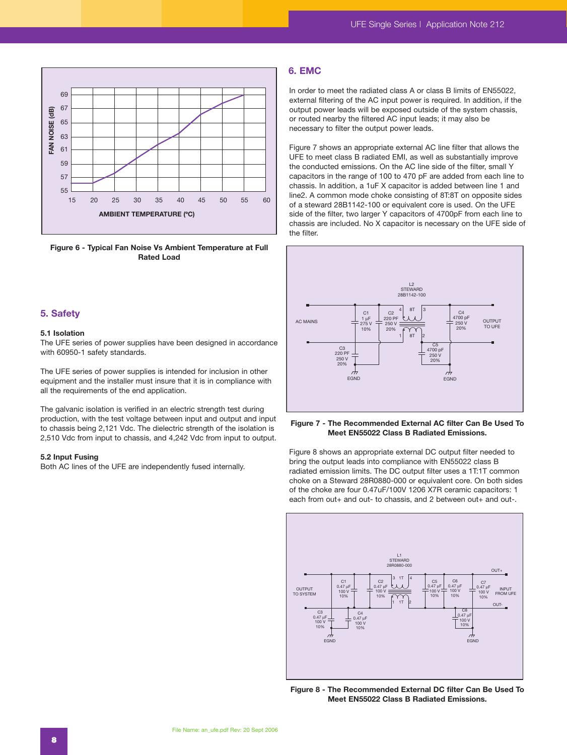Figure 6 - Typical Fan Noise Vs Ambient Temperature at Full Rated Load

## 5. Safety

### 5.1 Isolation

The UFE series of power supplies have been designed in accordance with 60950-1 safety standards.

The UFE series of power supplies is intended for inclusion in other equipment and the installer must insure that it is in compliance with all the requirements of the end application.

The galvanic isolation is verified in an electric strength test during production, with the test voltage between input and output and input to chassis being 2,121 Vdc. The dielectric strength of the isolation is 2,510 Vdc from input to chassis, and 4,242 Vdc from input to output.

### 5.2 Input Fusing

Both AC lines of the UFE are independently fused internally.

## 6. EMC

In order to meet the radiated class A or class B limits of EN55022, external filtering of the AC input power is required. In addition, if the output power leads will be exposed outside of the system chassis, or routed nearby the filtered AC input leads; it may also be necessary to filter the output power leads.

Figure 7 shows an appropriate external AC line filter that allows the UFE to meet class B radiated EMI, as well as substantially improve the conducted emissions. On the AC line side of the filter, small Y capacitors in the range of 100 to 470 pF are added from each line to chassis. In addition, a 1uF X capacitor is added between line 1 and line2. A common mode choke consisting of 8T:8T on opposite sides of a steward 28B1142-100 or equivalent core is used. On the UFE side of the filter, two larger Y capacitors of 4700pF from each line to chassis are included. No X capacitor is necessary on the UFE side of the filter.

Figure 7 - The Recommended External AC filter Can Be Used To Meet EN55022 Class B Radiated Emissions.

Figure 8 shows an appropriate external DC output filter needed to bring the output leads into compliance with EN55022 class B radiated emission limits. The DC output filter uses a 1T:1T common choke on a Steward 28R0880-000 or equivalent core. On both sides of the choke are four 0.47uF/100V 1206 X7R ceramic capacitors: 1 each from out+ and out- to chassis, and 2 between out+ and out-.

Figure 8 - The Recommended External DC filter Can Be Used To Meet EN55022 Class B Radiated Emissions.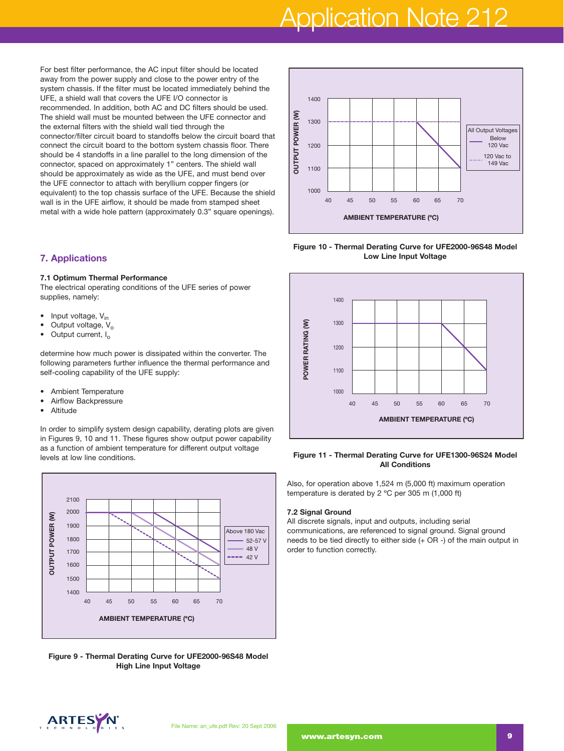For best filter performance, the AC input filter should be located away from the power supply and close to the power entry of the system chassis. If the filter must be located immediately behind the UFE, a shield wall that covers the UFE I/O connector is recommended. In addition, both AC and DC filters should be used. The shield wall must be mounted between the UFE connector and the external filters with the shield wall tied through the connector/filter circuit board to standoffs below the circuit board that connect the circuit board to the bottom system chassis floor. There should be 4 standoffs in a line parallel to the long dimension of the connector, spaced on approximately 1" centers. The shield wall should be approximately as wide as the UFE, and must bend over the UFE connector to attach with beryllium copper fingers (or equivalent) to the top chassis surface of the UFE. Because the shield wall is in the UFE airflow, it should be made from stamped sheet metal with a wide hole pattern (approximately 0.3" square openings).

## 7. Applications

### 7.1 Optimum Thermal Performance

The electrical operating conditions of the UFE series of power supplies, namely:

- Input voltage, $V_{in}$
- Output voltage, $V_o$
- Output current, $I_o$

determine how much power is dissipated within the converter. The following parameters further influence the thermal performance and self-cooling capability of the UFE supply:

- Ambient Temperature
- Airflow Backpressure
- Altitude

In order to simplify system design capability, derating plots are given in Figures 9, 10 and 11. These figures show output power capability as a function of ambient temperature for different output voltage levels at low line conditions.

**Figure 9 - Thermal Derating Curve for UFE2000-96S48 Model High Line Input Voltage**

**Figure 10 - Thermal Derating Curve for UFE2000-96S48 Model Low Line Input Voltage**

**Figure 11 - Thermal Derating Curve for UFE1300-96S24 Model All Conditions**

Also, for operation above 1,524 m (5,000 ft) maximum operation temperature is derated by 2 ºC per 305 m (1,000 ft)

### 7.2 Signal Ground

All discrete signals, input and outputs, including serial communications, are referenced to signal ground. Signal ground needs to be tied directly to either side (+ OR -) of the main output in order to function correctly.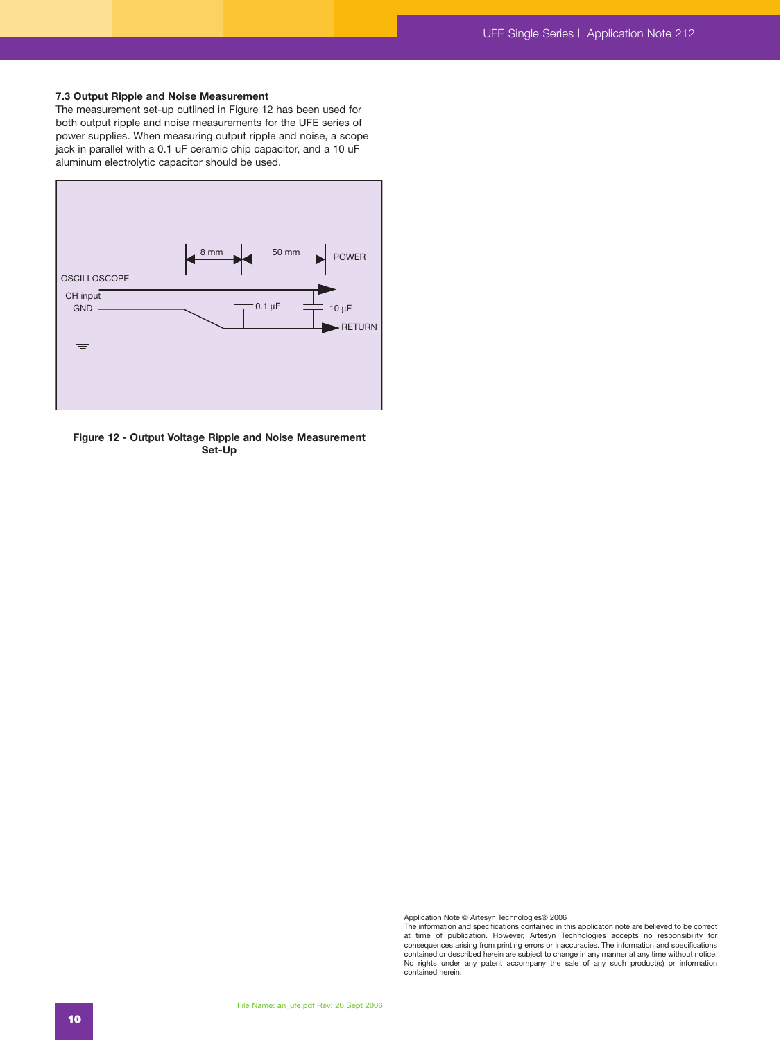### 7.3 Output Ripple and Noise Measurement

The measurement set-up outlined in Figure 12 has been used for both output ripple and noise measurements for the UFE series of power supplies. When measuring output ripple and noise, a scope jack in parallel with a 0.1 uF ceramic chip capacitor, and a 10 uF aluminum electrolytic capacitor should be used.

8 mm

50 mm

POWER

OSCILLOSCOPE

CH input

GND

0.1 µF

10 µF

RETURN

**Figure 12 - Output Voltage Ripple and Noise Measurement Set-Up**

Application Note © Artesyn Technologies® 2006
The information and specifications contained in this applicaton note are believed to be correct at time of publication. However, Artesyn Technologies accepts no responsibility for consequences arising from printing errors or inaccuracies. The information and specifications contained or described herein are subject to change in any manner at any time without notice. No rights under any patent accompany the sale of any such product(s) or information contained herein.

File Name: an_ufe.pdf Rev: 20 Sept 2006